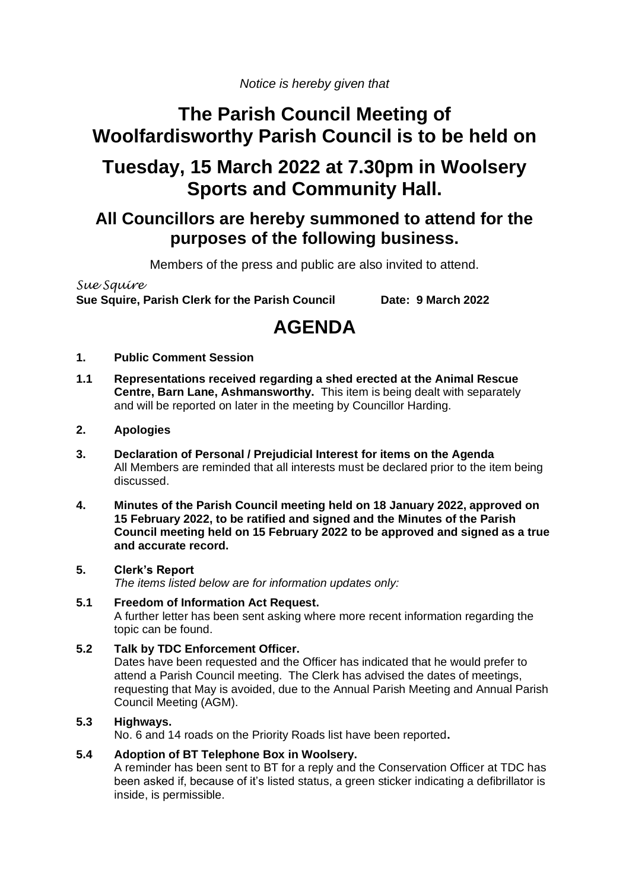*Notice is hereby given that*

# The Parish Council Meeting of Woolfardisworthy Parish Council is to be held on

# Tuesday, 15 March 2022 at 7.30pm in Woolsery Sports and Community Hall.

## All Councillors are hereby summoned to attend for the purposes of the following business.

Members of the press and public are also invited to attend.

*Sue Squire*
**Sue Squire, Parish Clerk for the Parish Council** **Date: 9 March 2022**

# AGENDA

**1. Public Comment Session**

**1.1 Representations received regarding a shed erected at the Animal Rescue Centre, Barn Lane, Ashmansworthy.** This item is being dealt with separately and will be reported on later in the meeting by Councillor Harding.

**2. Apologies**

**3. Declaration of Personal / Prejudicial Interest for items on the Agenda**
All Members are reminded that all interests must be declared prior to the item being discussed.

**4. Minutes of the Parish Council meeting held on 18 January 2022, approved on 15 February 2022, to be ratified and signed and the Minutes of the Parish Council meeting held on 15 February 2022 to be approved and signed as a true and accurate record.**

**5. Clerk's Report**
*The items listed below are for information updates only:*

**5.1 Freedom of Information Act Request.**
A further letter has been sent asking where more recent information regarding the topic can be found.

**5.2 Talk by TDC Enforcement Officer.**
Dates have been requested and the Officer has indicated that he would prefer to attend a Parish Council meeting. The Clerk has advised the dates of meetings, requesting that May is avoided, due to the Annual Parish Meeting and Annual Parish Council Meeting (AGM).

**5.3 Highways.**
No. 6 and 14 roads on the Priority Roads list have been reported**.**

**5.4 Adoption of BT Telephone Box in Woolsery.**
A reminder has been sent to BT for a reply and the Conservation Officer at TDC has been asked if, because of it's listed status, a green sticker indicating a defibrillator is inside, is permissible.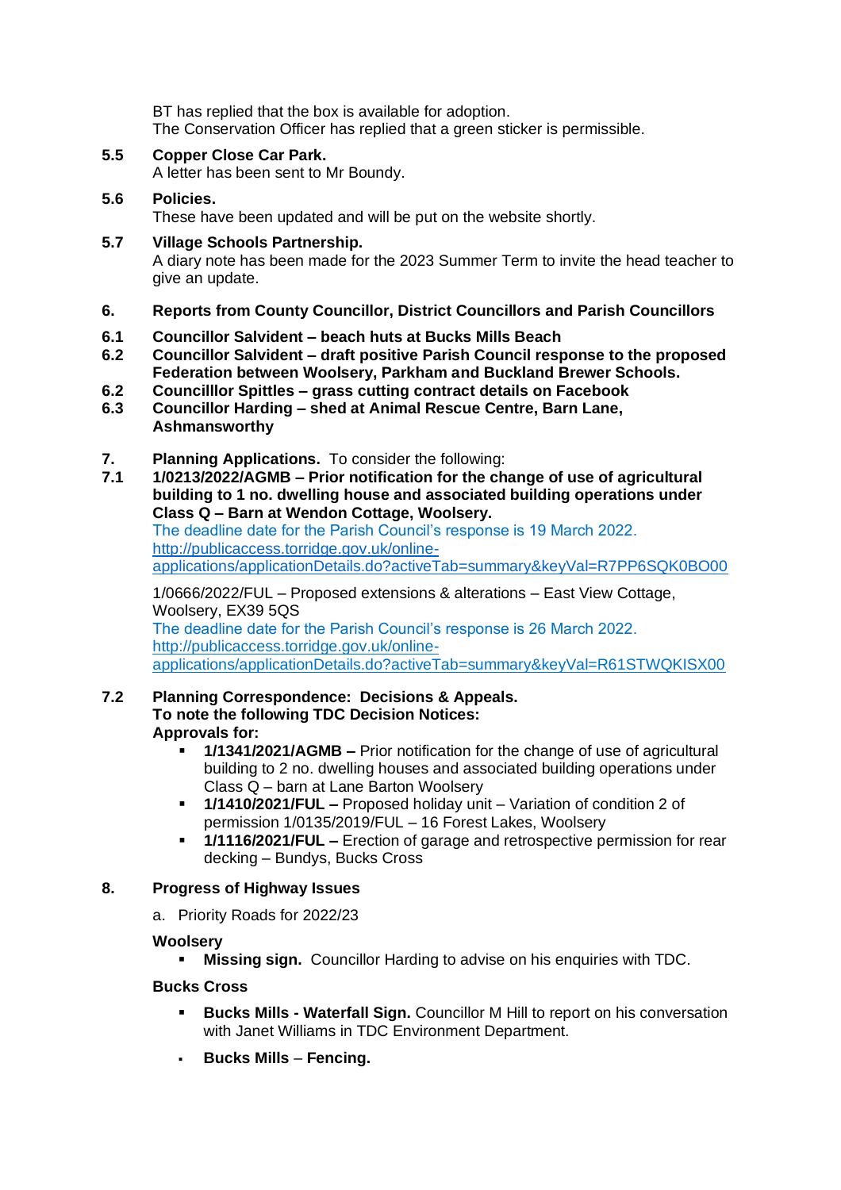BT has replied that the box is available for adoption.
The Conservation Officer has replied that a green sticker is permissible.

**5.5 Copper Close Car Park.**
A letter has been sent to Mr Boundy.

**5.6 Policies.**
These have been updated and will be put on the website shortly.

**5.7 Village Schools Partnership.**
A diary note has been made for the 2023 Summer Term to invite the head teacher to give an update.

**6. Reports from County Councillor, District Councillors and Parish Councillors**

**6.1 Councillor Salvident – beach huts at Bucks Mills Beach**
**6.2 Councillor Salvident – draft positive Parish Council response to the proposed Federation between Woolsery, Parkham and Buckland Brewer Schools.**
**6.2 Councilllor Spittles – grass cutting contract details on Facebook**
**6.3 Councillor Harding – shed at Animal Rescue Centre, Barn Lane, Ashmansworthy**

**7. Planning Applications.** To consider the following:

**7.1 1/0213/2022/AGMB – Prior notification for the change of use of agricultural building to 1 no. dwelling house and associated building operations under Class Q – Barn at Wendon Cottage, Woolsery.**
The deadline date for the Parish Council's response is 19 March 2022.
http://publicaccess.torridge.gov.uk/online-applications/applicationDetails.do?activeTab=summary&keyVal=R7PP6SQK0BO00

1/0666/2022/FUL – Proposed extensions & alterations – East View Cottage, Woolsery, EX39 5QS
The deadline date for the Parish Council's response is 26 March 2022.
http://publicaccess.torridge.gov.uk/online-applications/applicationDetails.do?activeTab=summary&keyVal=R61STWQKISX00

**7.2 Planning Correspondence: Decisions & Appeals.**
**To note the following TDC Decision Notices:**
**Approvals for:**

- **1/1341/2021/AGMB –** Prior notification for the change of use of agricultural building to 2 no. dwelling houses and associated building operations under Class Q – barn at Lane Barton Woolsery
- **1/1410/2021/FUL –** Proposed holiday unit – Variation of condition 2 of permission 1/0135/2019/FUL – 16 Forest Lakes, Woolsery
- **1/1116/2021/FUL –** Erection of garage and retrospective permission for rear decking – Bundys, Bucks Cross

**8. Progress of Highway Issues**

a. Priority Roads for 2022/23

**Woolsery**

- **Missing sign.** Councillor Harding to advise on his enquiries with TDC.

**Bucks Cross**

- **Bucks Mills - Waterfall Sign.** Councillor M Hill to report on his conversation with Janet Williams in TDC Environment Department.
- **Bucks Mills** – **Fencing.**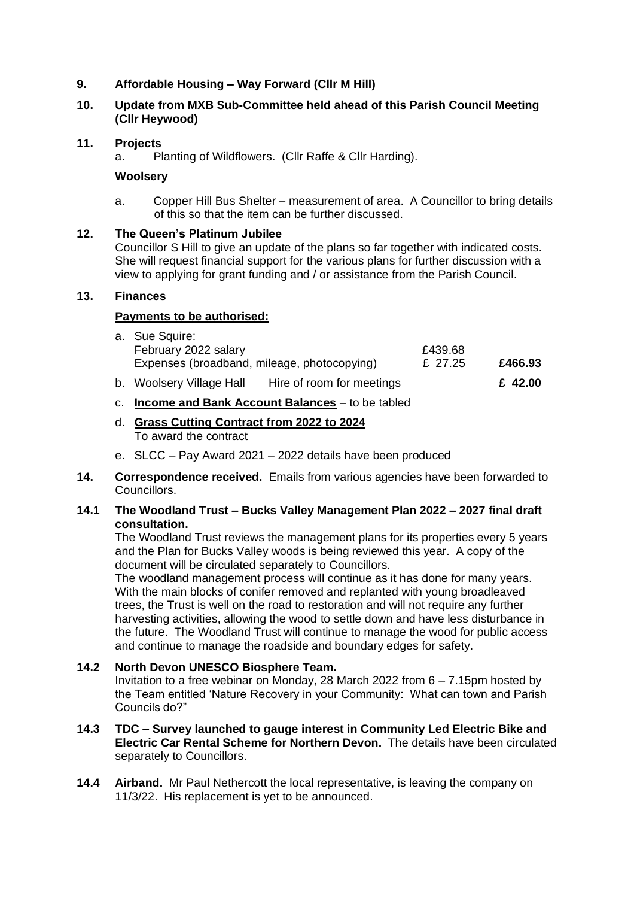**9. Affordable Housing – Way Forward (Cllr M Hill)**

**10. Update from MXB Sub-Committee held ahead of this Parish Council Meeting (Cllr Heywood)**

**11. Projects**

a. Planting of Wildflowers. (Cllr Raffe & Cllr Harding).

**Woolsery**

a. Copper Hill Bus Shelter – measurement of area. A Councillor to bring details of this so that the item can be further discussed.

**12. The Queen's Platinum Jubilee**

Councillor S Hill to give an update of the plans so far together with indicated costs. She will request financial support for the various plans for further discussion with a view to applying for grant funding and / or assistance from the Parish Council.

**13. Finances**

**Payments to be authorised:**

a. Sue Squire:

| | | | |
|---|---|---|---|
| February 2022 salary | | £439.68 | |
| Expenses (broadband, mileage, photocopying) | | £ 27.25 | **£466.93** |

b. Woolsery Village Hall Hire of room for meetings **£ 42.00**

c. **Income and Bank Account Balances** – to be tabled

d. **Grass Cutting Contract from 2022 to 2024**
To award the contract

e. SLCC – Pay Award 2021 – 2022 details have been produced

**14. Correspondence received.** Emails from various agencies have been forwarded to Councillors.

**14.1 The Woodland Trust – Bucks Valley Management Plan 2022 – 2027 final draft consultation.**

The Woodland Trust reviews the management plans for its properties every 5 years and the Plan for Bucks Valley woods is being reviewed this year. A copy of the document will be circulated separately to Councillors.

The woodland management process will continue as it has done for many years. With the main blocks of conifer removed and replanted with young broadleaved trees, the Trust is well on the road to restoration and will not require any further harvesting activities, allowing the wood to settle down and have less disturbance in the future. The Woodland Trust will continue to manage the wood for public access and continue to manage the roadside and boundary edges for safety.

**14.2 North Devon UNESCO Biosphere Team.**

Invitation to a free webinar on Monday, 28 March 2022 from 6 – 7.15pm hosted by the Team entitled 'Nature Recovery in your Community: What can town and Parish Councils do?"

**14.3 TDC – Survey launched to gauge interest in Community Led Electric Bike and Electric Car Rental Scheme for Northern Devon.** The details have been circulated separately to Councillors.

**14.4 Airband.** Mr Paul Nethercott the local representative, is leaving the company on 11/3/22. His replacement is yet to be announced.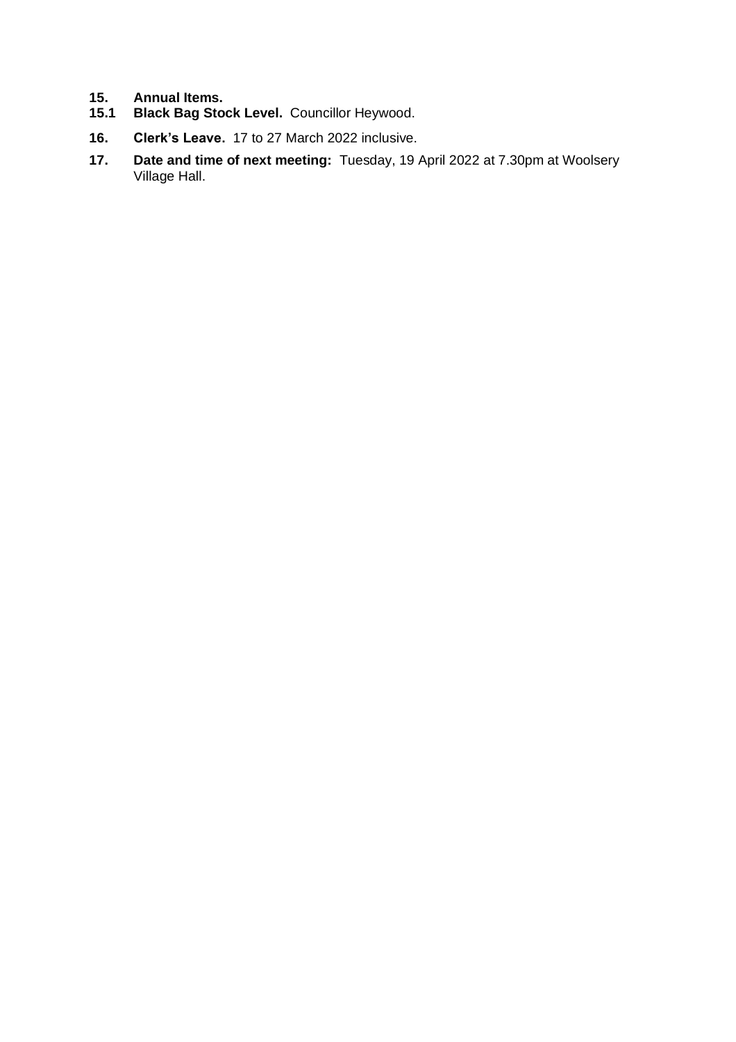**15. Annual Items.**

**15.1 Black Bag Stock Level.** Councillor Heywood.

**16. Clerk's Leave.** 17 to 27 March 2022 inclusive.

**17. Date and time of next meeting:** Tuesday, 19 April 2022 at 7.30pm at Woolsery Village Hall.